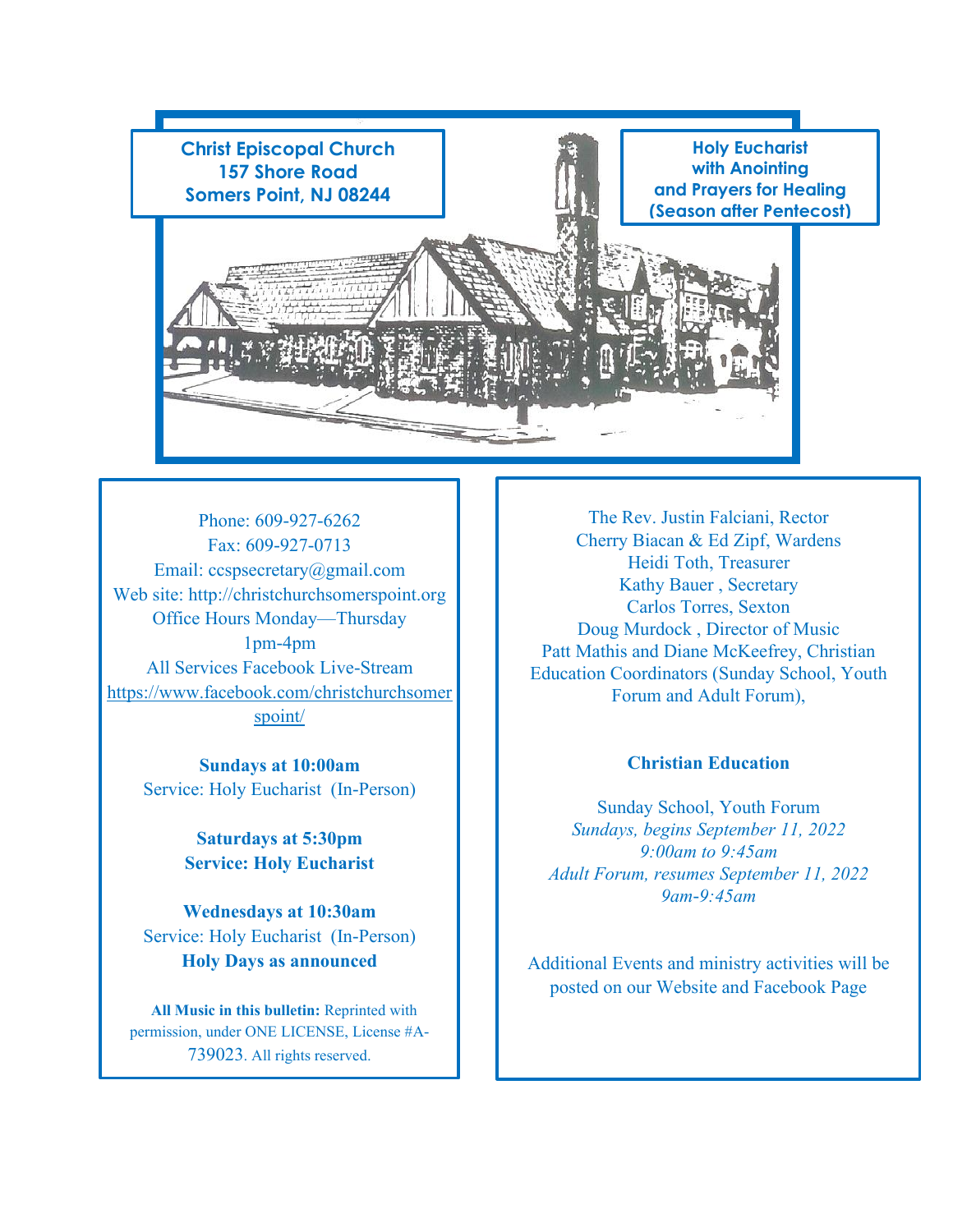**Christ Episcopal Church**
**157 Shore Road**
**Somers Point, NJ 08244**

**Holy Eucharist**
**with Anointing**
**and Prayers for Healing**
**(Season after Pentecost)**

Phone: 609-927-6262
Fax: 609-927-0713
Email: ccspsecretary@gmail.com
Web site: http://christchurchsomerspoint.org
Office Hours Monday—Thursday
1pm-4pm
All Services Facebook Live-Stream
https://www.facebook.com/christchurchsomerspoint/

**Sundays at 10:00am**
Service: Holy Eucharist (In-Person)

**Saturdays at 5:30pm**
**Service: Holy Eucharist**

**Wednesdays at 10:30am**
Service: Holy Eucharist (In-Person)
**Holy Days as announced**

**All Music in this bulletin:** Reprinted with permission, under ONE LICENSE, License #A-739023. All rights reserved.

The Rev. Justin Falciani, Rector
Cherry Biacan & Ed Zipf, Wardens
Heidi Toth, Treasurer
Kathy Bauer , Secretary
Carlos Torres, Sexton
Doug Murdock , Director of Music
Patt Mathis and Diane McKeefrey, Christian Education Coordinators (Sunday School, Youth Forum and Adult Forum),

**Christian Education**

Sunday School, Youth Forum
*Sundays, begins September 11, 2022*
*9:00am to 9:45am*
*Adult Forum, resumes September 11, 2022*
*9am-9:45am*

Additional Events and ministry activities will be posted on our Website and Facebook Page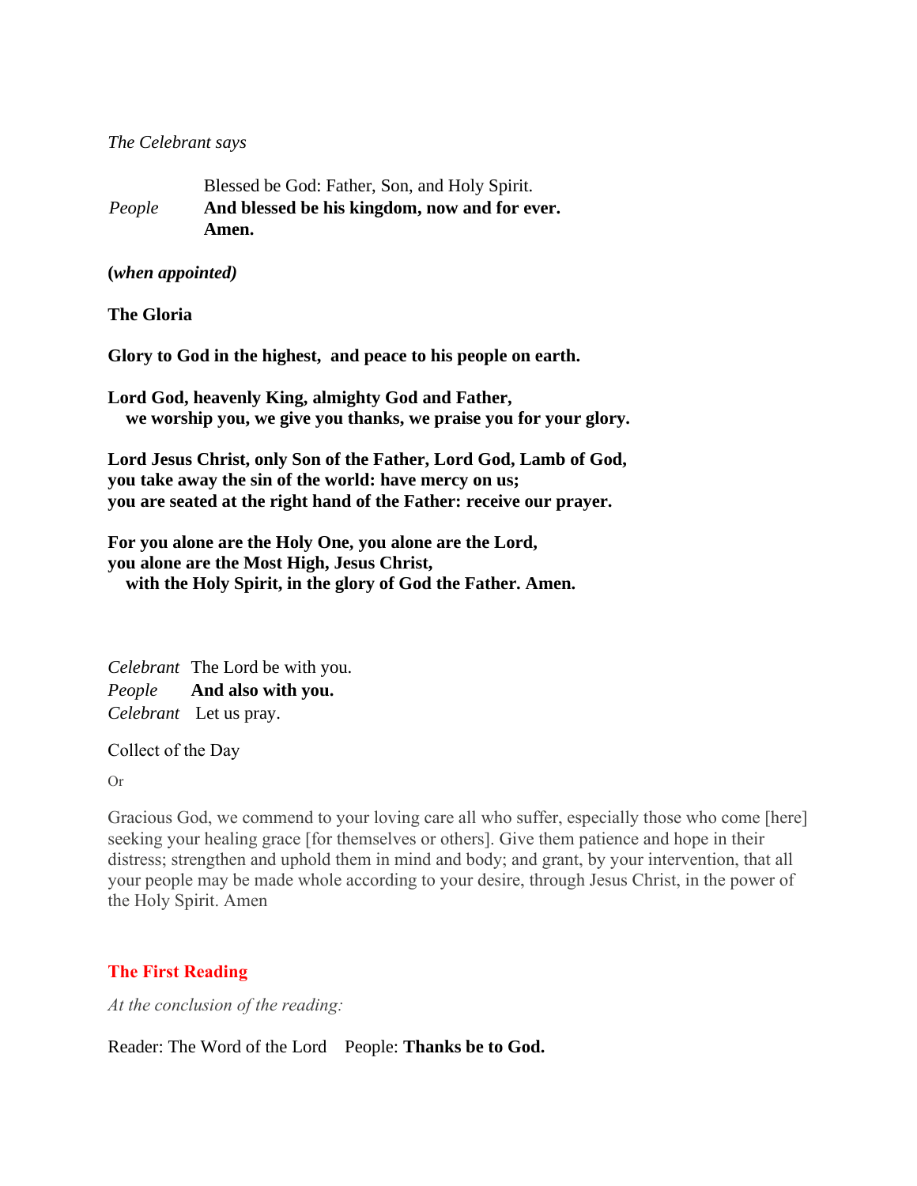*The Celebrant says*

Blessed be God: Father, Son, and Holy Spirit.
*People* **And blessed be his kingdom, now and for ever. Amen.**

**(*when appointed)***

**The Gloria**

**Glory to God in the highest, and peace to his people on earth.**

**Lord God, heavenly King, almighty God and Father,**
**we worship you, we give you thanks, we praise you for your glory.**

**Lord Jesus Christ, only Son of the Father, Lord God, Lamb of God,**
**you take away the sin of the world: have mercy on us;**
**you are seated at the right hand of the Father: receive our prayer.**

**For you alone are the Holy One, you alone are the Lord,**
**you alone are the Most High, Jesus Christ,**
**with the Holy Spirit, in the glory of God the Father. Amen.**

*Celebrant* The Lord be with you.
*People* **And also with you.**
*Celebrant* Let us pray.

Collect of the Day

Or

Gracious God, we commend to your loving care all who suffer, especially those who come [here] seeking your healing grace [for themselves or others]. Give them patience and hope in their distress; strengthen and uphold them in mind and body; and grant, by your intervention, that all your people may be made whole according to your desire, through Jesus Christ, in the power of the Holy Spirit. Amen

## The First Reading

*At the conclusion of the reading:*

Reader: The Word of the Lord People: **Thanks be to God.**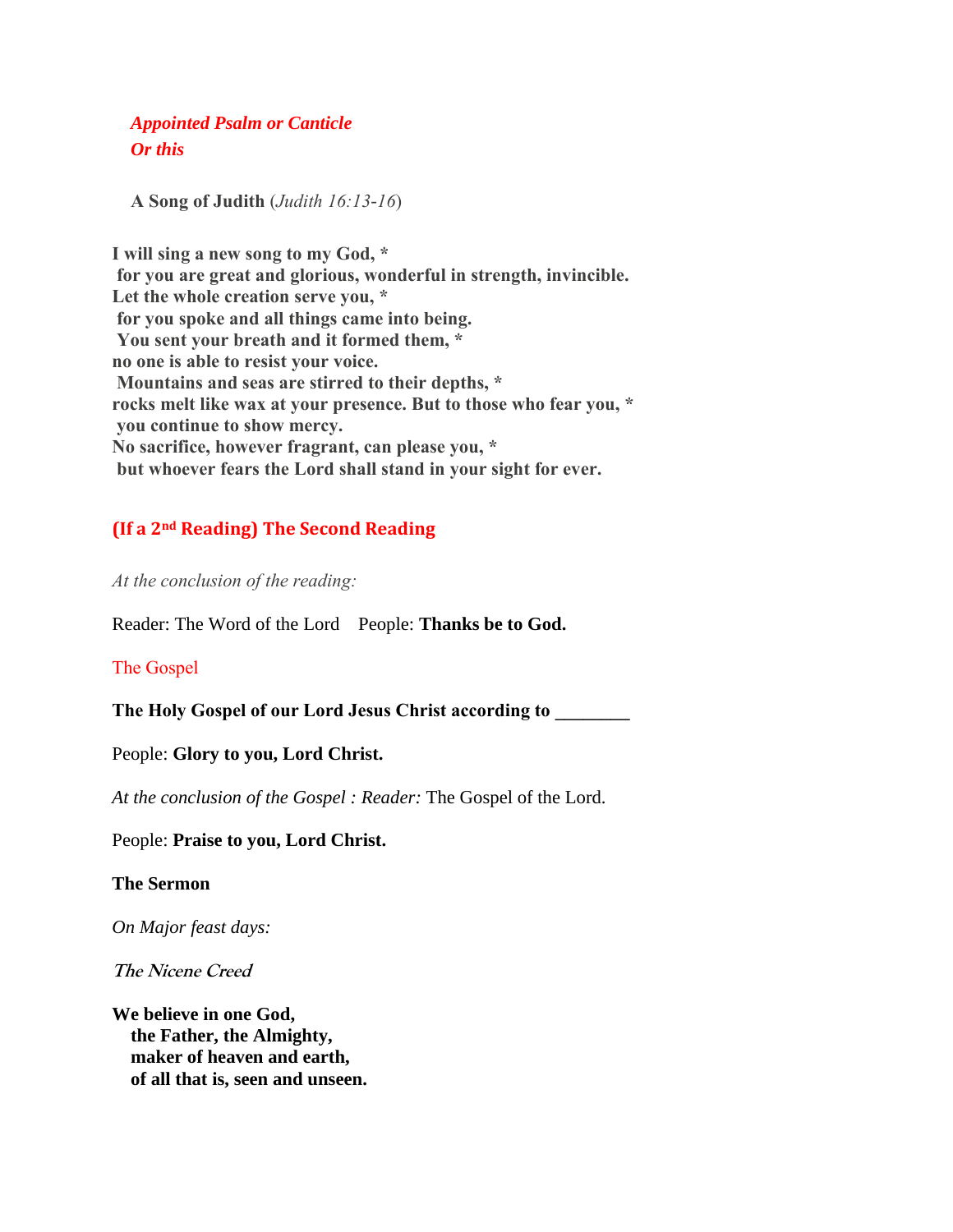*Appointed Psalm or Canticle*
*Or this*

**A Song of Judith** (*Judith 16:13-16*)

**I will sing a new song to my God, ***
**for you are great and glorious, wonderful in strength, invincible.**
**Let the whole creation serve you, ***
**for you spoke and all things came into being.**
**You sent your breath and it formed them, ***
**no one is able to resist your voice.**
**Mountains and seas are stirred to their depths, ***
**rocks melt like wax at your presence. But to those who fear you, ***
**you continue to show mercy.**
**No sacrifice, however fragrant, can please you, ***
**but whoever fears the Lord shall stand in your sight for ever.**

## (If a 2nd Reading) The Second Reading

*At the conclusion of the reading:*

Reader: The Word of the Lord    People: **Thanks be to God.**

## The Gospel

**The Holy Gospel of our Lord Jesus Christ according to ________**

People: **Glory to you, Lord Christ.**

*At the conclusion of the Gospel : Reader:* The Gospel of the Lord.

People: **Praise to you, Lord Christ.**

**The Sermon**

*On Major feast days:*

*The Nicene Creed*

**We believe in one God,**
**the Father, the Almighty,**
**maker of heaven and earth,**
**of all that is, seen and unseen.**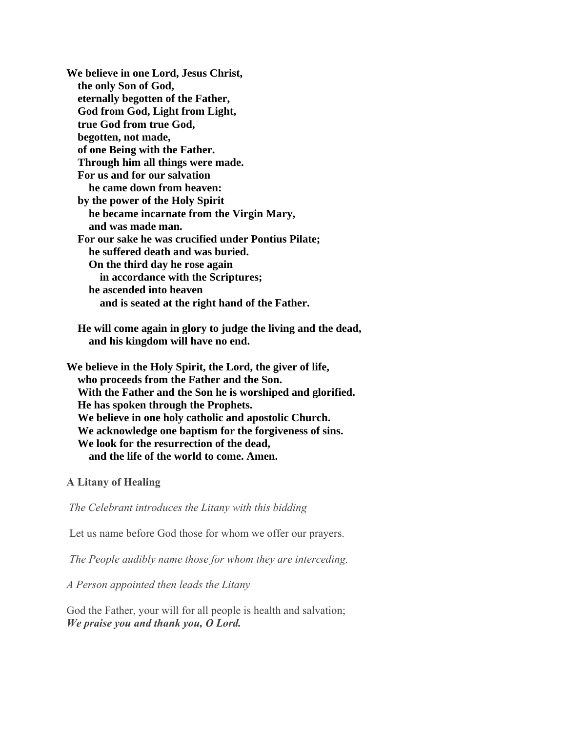**We believe in one Lord, Jesus Christ,**
**the only Son of God,**
**eternally begotten of the Father,**
**God from God, Light from Light,**
**true God from true God,**
**begotten, not made,**
**of one Being with the Father.**
**Through him all things were made.**
**For us and for our salvation**
**he came down from heaven:**
**by the power of the Holy Spirit**
**he became incarnate from the Virgin Mary,**
**and was made man.**
**For our sake he was crucified under Pontius Pilate;**
**he suffered death and was buried.**
**On the third day he rose again**
**in accordance with the Scriptures;**
**he ascended into heaven**
**and is seated at the right hand of the Father.**

**He will come again in glory to judge the living and the dead,**
**and his kingdom will have no end.**

**We believe in the Holy Spirit, the Lord, the giver of life,**
**who proceeds from the Father and the Son.**
**With the Father and the Son he is worshiped and glorified.**
**He has spoken through the Prophets.**
**We believe in one holy catholic and apostolic Church.**
**We acknowledge one baptism for the forgiveness of sins.**
**We look for the resurrection of the dead,**
**and the life of the world to come. Amen.**

**A Litany of Healing**

*The Celebrant introduces the Litany with this bidding*

Let us name before God those for whom we offer our prayers.

*The People audibly name those for whom they are interceding.*

*A Person appointed then leads the Litany*

God the Father, your will for all people is health and salvation;
***We praise you and thank you, O Lord.***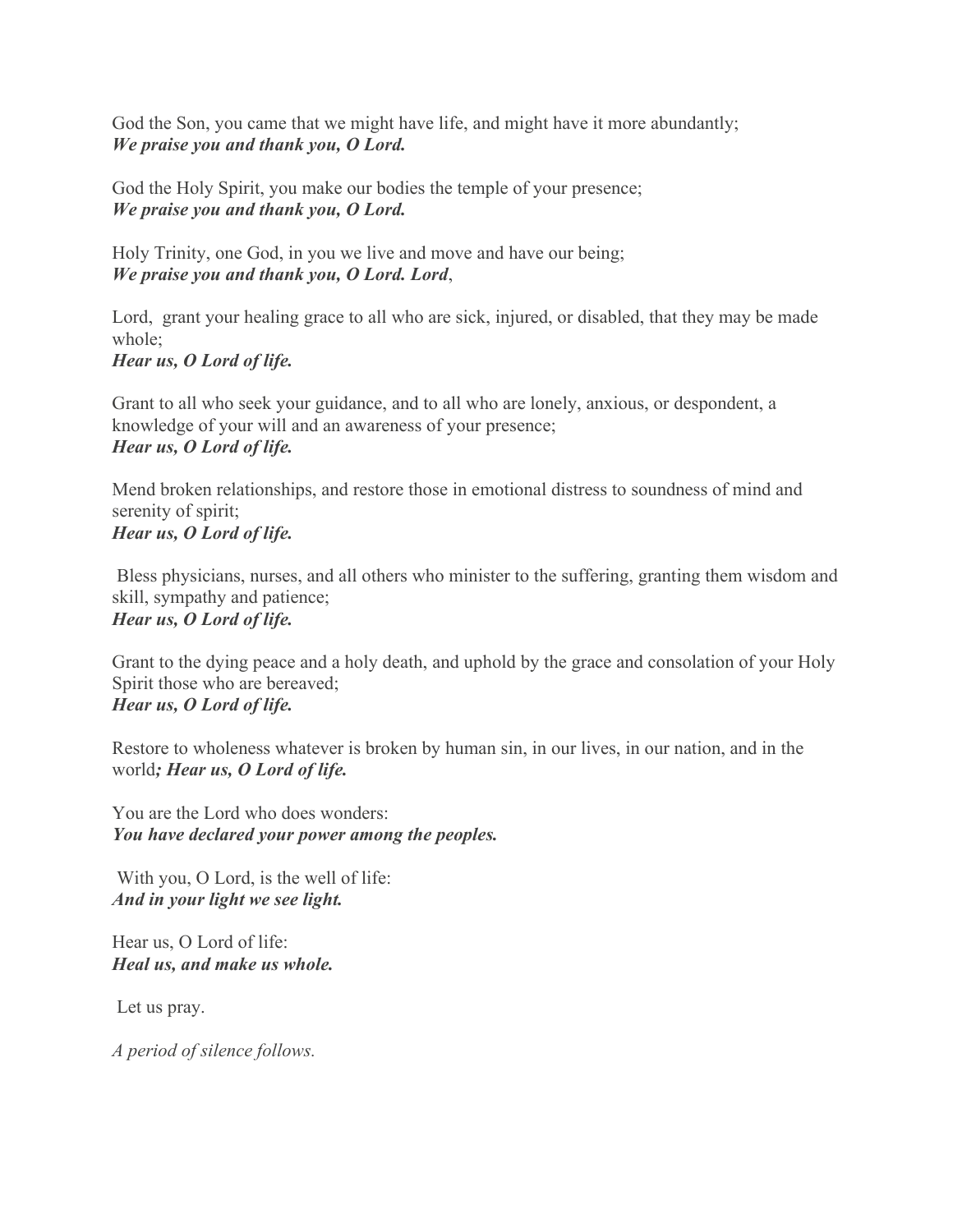God the Son, you came that we might have life, and might have it more abundantly;
***We praise you and thank you, O Lord.***

God the Holy Spirit, you make our bodies the temple of your presence;
***We praise you and thank you, O Lord.***

Holy Trinity, one God, in you we live and move and have our being;
***We praise you and thank you, O Lord. Lord***,

Lord, grant your healing grace to all who are sick, injured, or disabled, that they may be made whole;
***Hear us, O Lord of life.***

Grant to all who seek your guidance, and to all who are lonely, anxious, or despondent, a knowledge of your will and an awareness of your presence;
***Hear us, O Lord of life.***

Mend broken relationships, and restore those in emotional distress to soundness of mind and serenity of spirit;
***Hear us, O Lord of life.***

Bless physicians, nurses, and all others who minister to the suffering, granting them wisdom and skill, sympathy and patience;
***Hear us, O Lord of life.***

Grant to the dying peace and a holy death, and uphold by the grace and consolation of your Holy Spirit those who are bereaved;
***Hear us, O Lord of life.***

Restore to wholeness whatever is broken by human sin, in our lives, in our nation, and in the world***; Hear us, O Lord of life.***

You are the Lord who does wonders:
***You have declared your power among the peoples.***

With you, O Lord, is the well of life:
***And in your light we see light.***

Hear us, O Lord of life:
***Heal us, and make us whole.***

Let us pray.

*A period of silence follows.*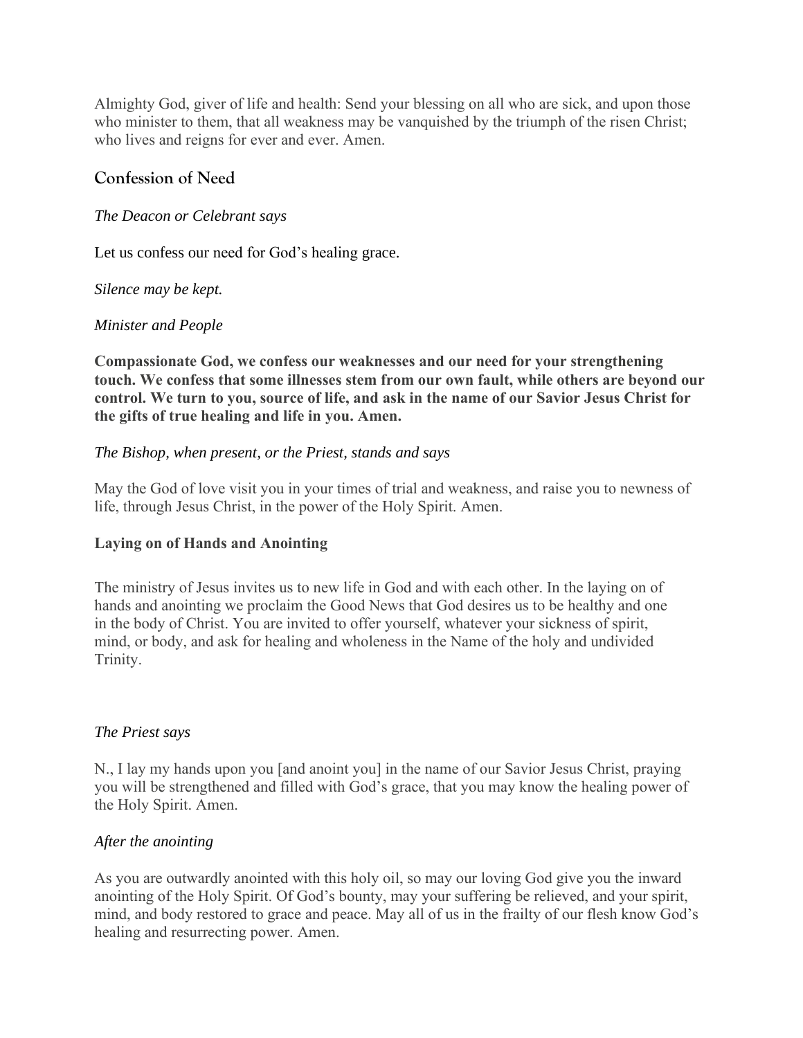Almighty God, giver of life and health: Send your blessing on all who are sick, and upon those who minister to them, that all weakness may be vanquished by the triumph of the risen Christ; who lives and reigns for ever and ever. Amen.

## Confession of Need

*The Deacon or Celebrant says*

Let us confess our need for God's healing grace.

*Silence may be kept.*

*Minister and People*

**Compassionate God, we confess our weaknesses and our need for your strengthening touch. We confess that some illnesses stem from our own fault, while others are beyond our control. We turn to you, source of life, and ask in the name of our Savior Jesus Christ for the gifts of true healing and life in you. Amen.**

*The Bishop, when present, or the Priest, stands and says*

May the God of love visit you in your times of trial and weakness, and raise you to newness of life, through Jesus Christ, in the power of the Holy Spirit. Amen.

### Laying on of Hands and Anointing

The ministry of Jesus invites us to new life in God and with each other. In the laying on of hands and anointing we proclaim the Good News that God desires us to be healthy and one in the body of Christ. You are invited to offer yourself, whatever your sickness of spirit, mind, or body, and ask for healing and wholeness in the Name of the holy and undivided Trinity.

*The Priest says*

N., I lay my hands upon you [and anoint you] in the name of our Savior Jesus Christ, praying you will be strengthened and filled with God's grace, that you may know the healing power of the Holy Spirit. Amen.

*After the anointing*

As you are outwardly anointed with this holy oil, so may our loving God give you the inward anointing of the Holy Spirit. Of God's bounty, may your suffering be relieved, and your spirit, mind, and body restored to grace and peace. May all of us in the frailty of our flesh know God's healing and resurrecting power. Amen.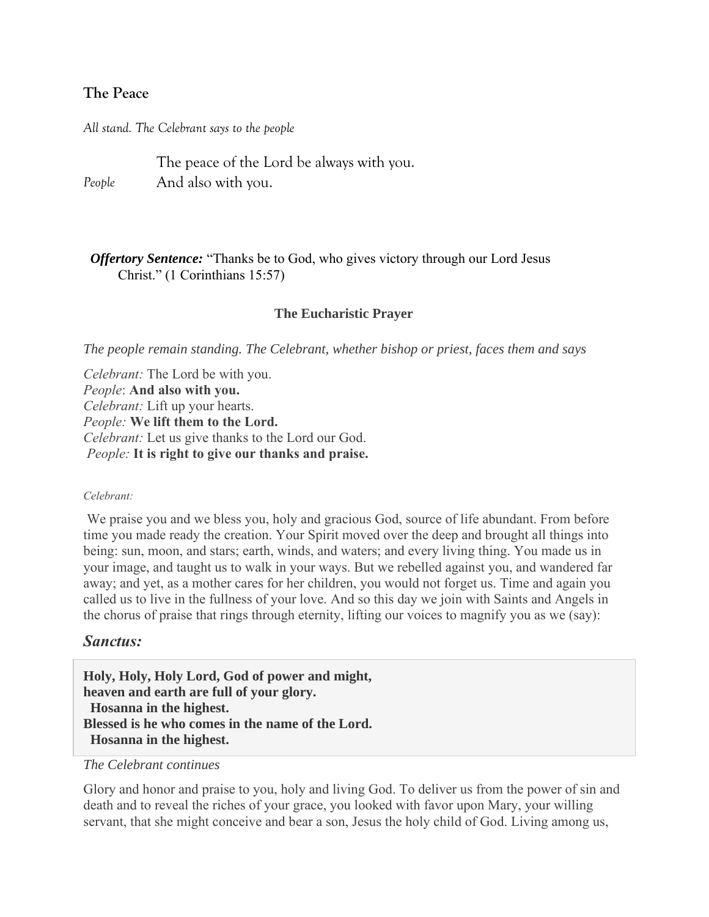## The Peace

*All stand. The Celebrant says to the people*

The peace of the Lord be always with you.
*People* And also with you.

***Offertory Sentence:*** "Thanks be to God, who gives victory through our Lord Jesus Christ." (1 Corinthians 15:57)

### The Eucharistic Prayer

*The people remain standing. The Celebrant, whether bishop or priest, faces them and says*

*Celebrant:* The Lord be with you.
*People*: **And also with you.**
*Celebrant:* Lift up your hearts.
*People:* **We lift them to the Lord.**
*Celebrant:* Let us give thanks to the Lord our God.
*People:* **It is right to give our thanks and praise.**

*Celebrant:*

We praise you and we bless you, holy and gracious God, source of life abundant. From before time you made ready the creation. Your Spirit moved over the deep and brought all things into being: sun, moon, and stars; earth, winds, and waters; and every living thing. You made us in your image, and taught us to walk in your ways. But we rebelled against you, and wandered far away; and yet, as a mother cares for her children, you would not forget us. Time and again you called us to live in the fullness of your love. And so this day we join with Saints and Angels in the chorus of praise that rings through eternity, lifting our voices to magnify you as we (say):

## *Sanctus:*

**Holy, Holy, Holy Lord, God of power and might,**
**heaven and earth are full of your glory.**
**Hosanna in the highest.**
**Blessed is he who comes in the name of the Lord.**
**Hosanna in the highest.**

*The Celebrant continues*

Glory and honor and praise to you, holy and living God. To deliver us from the power of sin and death and to reveal the riches of your grace, you looked with favor upon Mary, your willing servant, that she might conceive and bear a son, Jesus the holy child of God. Living among us,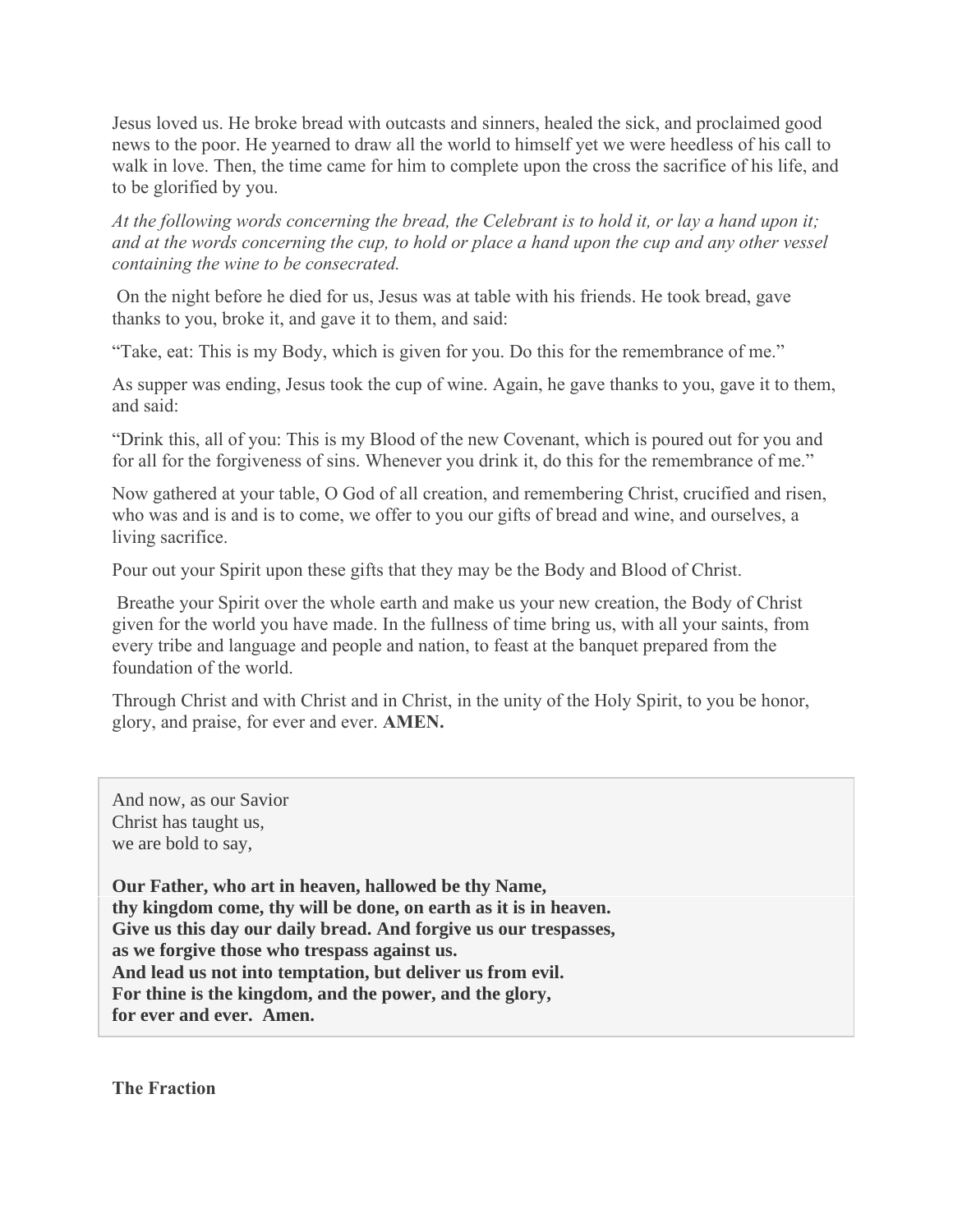Jesus loved us. He broke bread with outcasts and sinners, healed the sick, and proclaimed good news to the poor. He yearned to draw all the world to himself yet we were heedless of his call to walk in love. Then, the time came for him to complete upon the cross the sacrifice of his life, and to be glorified by you.

*At the following words concerning the bread, the Celebrant is to hold it, or lay a hand upon it; and at the words concerning the cup, to hold or place a hand upon the cup and any other vessel containing the wine to be consecrated.*

On the night before he died for us, Jesus was at table with his friends. He took bread, gave thanks to you, broke it, and gave it to them, and said:

"Take, eat: This is my Body, which is given for you. Do this for the remembrance of me."

As supper was ending, Jesus took the cup of wine. Again, he gave thanks to you, gave it to them, and said:

"Drink this, all of you: This is my Blood of the new Covenant, which is poured out for you and for all for the forgiveness of sins. Whenever you drink it, do this for the remembrance of me."

Now gathered at your table, O God of all creation, and remembering Christ, crucified and risen, who was and is and is to come, we offer to you our gifts of bread and wine, and ourselves, a living sacrifice.

Pour out your Spirit upon these gifts that they may be the Body and Blood of Christ.

Breathe your Spirit over the whole earth and make us your new creation, the Body of Christ given for the world you have made. In the fullness of time bring us, with all your saints, from every tribe and language and people and nation, to feast at the banquet prepared from the foundation of the world.

Through Christ and with Christ and in Christ, in the unity of the Holy Spirit, to you be honor, glory, and praise, for ever and ever. **AMEN.**

And now, as our Savior
Christ has taught us,
we are bold to say,

**Our Father, who art in heaven, hallowed be thy Name,**
**thy kingdom come, thy will be done, on earth as it is in heaven.**
**Give us this day our daily bread. And forgive us our trespasses,**
**as we forgive those who trespass against us.**
**And lead us not into temptation, but deliver us from evil.**
**For thine is the kingdom, and the power, and the glory,**
**for ever and ever. Amen.**

**The Fraction**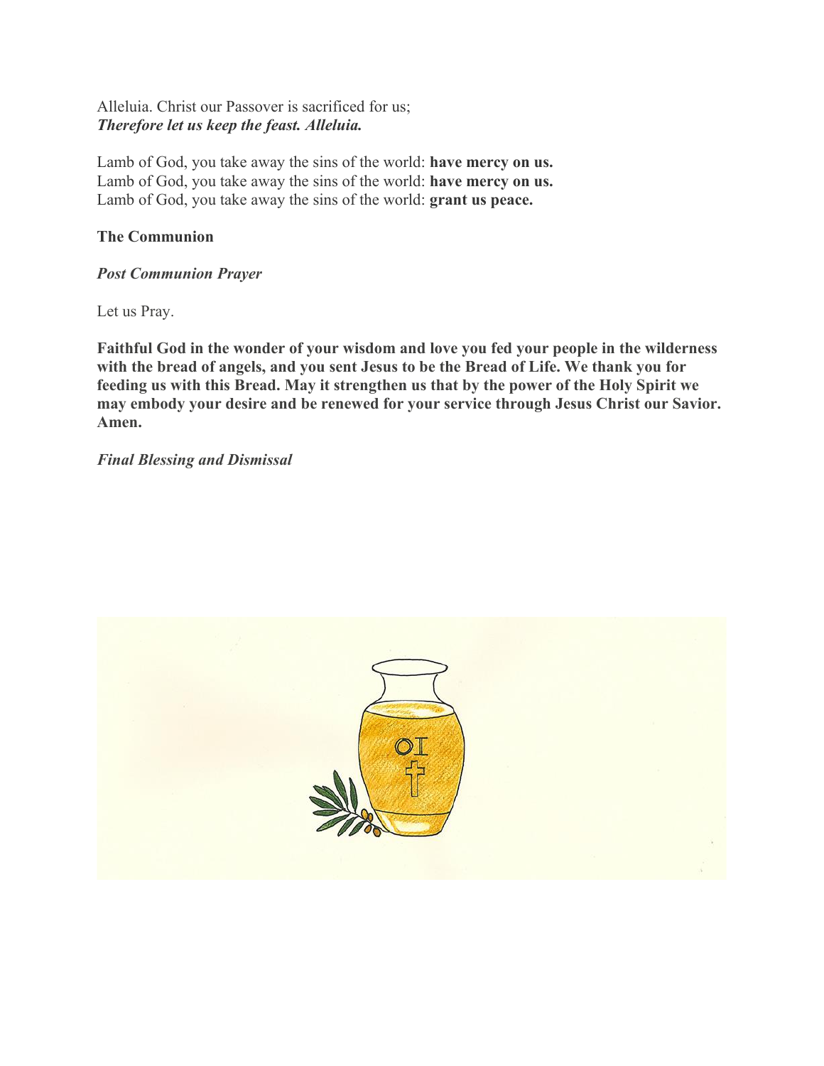Alleluia. Christ our Passover is sacrificed for us;
***Therefore let us keep the feast. Alleluia.***

Lamb of God, you take away the sins of the world: **have mercy on us.**
Lamb of God, you take away the sins of the world: **have mercy on us.**
Lamb of God, you take away the sins of the world: **grant us peace.**

**The Communion**

***Post Communion Prayer***

Let us Pray.

**Faithful God in the wonder of your wisdom and love you fed your people in the wilderness with the bread of angels, and you sent Jesus to be the Bread of Life. We thank you for feeding us with this Bread. May it strengthen us that by the power of the Holy Spirit we may embody your desire and be renewed for your service through Jesus Christ our Savior. Amen.**

***Final Blessing and Dismissal***